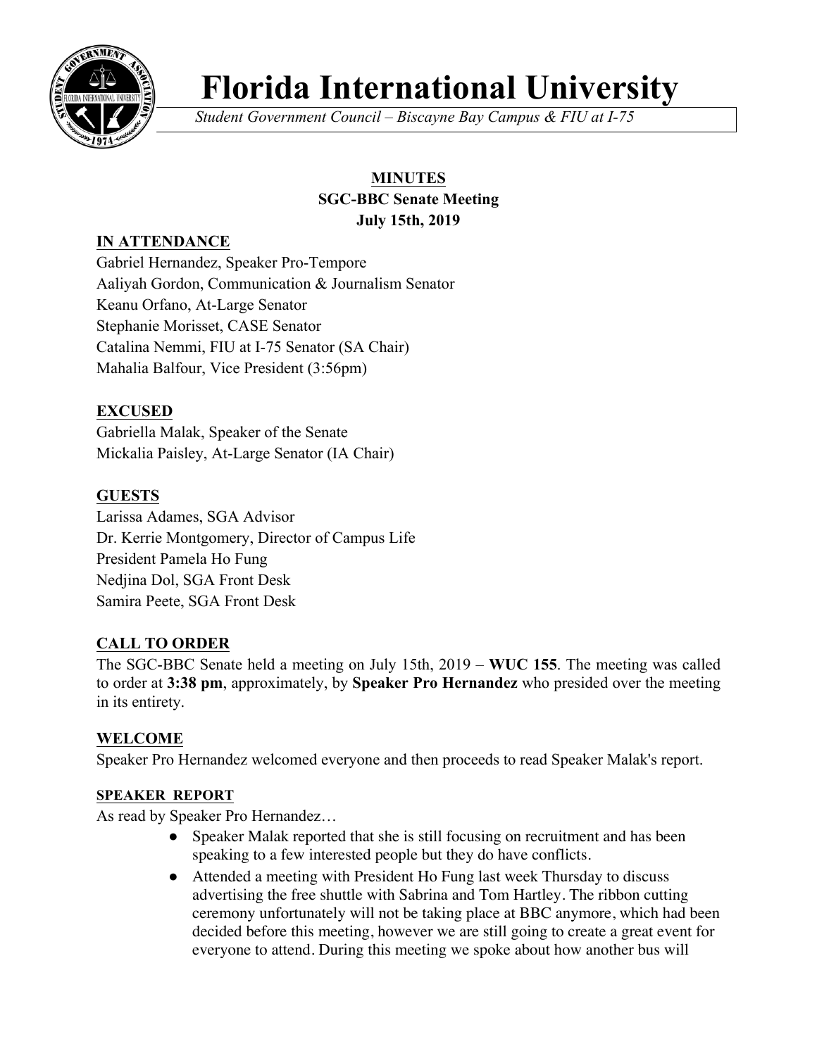# Florida International University

*Student Government Council – Biscayne Bay Campus & FIU at I-75*

**MINUTES**
**SGC-BBC Senate Meeting**
**July 15th, 2019**

## IN ATTENDANCE

Gabriel Hernandez, Speaker Pro-Tempore
Aaliyah Gordon, Communication & Journalism Senator
Keanu Orfano, At-Large Senator
Stephanie Morisset, CASE Senator
Catalina Nemmi, FIU at I-75 Senator (SA Chair)
Mahalia Balfour, Vice President (3:56pm)

## EXCUSED

Gabriella Malak, Speaker of the Senate
Mickalia Paisley, At-Large Senator (IA Chair)

## GUESTS

Larissa Adames, SGA Advisor
Dr. Kerrie Montgomery, Director of Campus Life
President Pamela Ho Fung
Nedjina Dol, SGA Front Desk
Samira Peete, SGA Front Desk

## CALL TO ORDER

The SGC-BBC Senate held a meeting on July 15th, 2019 – **WUC 155**. The meeting was called to order at **3:38 pm**, approximately, by **Speaker Pro Hernandez** who presided over the meeting in its entirety.

## WELCOME

Speaker Pro Hernandez welcomed everyone and then proceeds to read Speaker Malak's report.

## SPEAKER REPORT

As read by Speaker Pro Hernandez…

- Speaker Malak reported that she is still focusing on recruitment and has been speaking to a few interested people but they do have conflicts.
- Attended a meeting with President Ho Fung last week Thursday to discuss advertising the free shuttle with Sabrina and Tom Hartley. The ribbon cutting ceremony unfortunately will not be taking place at BBC anymore, which had been decided before this meeting, however we are still going to create a great event for everyone to attend. During this meeting we spoke about how another bus will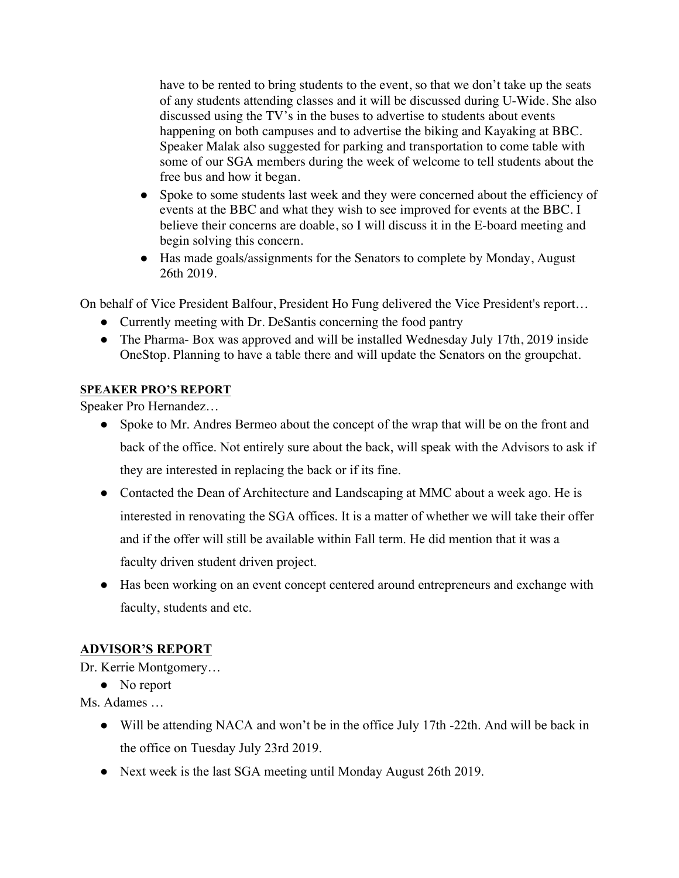have to be rented to bring students to the event, so that we don't take up the seats of any students attending classes and it will be discussed during U-Wide. She also discussed using the TV's in the buses to advertise to students about events happening on both campuses and to advertise the biking and Kayaking at BBC. Speaker Malak also suggested for parking and transportation to come table with some of our SGA members during the week of welcome to tell students about the free bus and how it began.

- Spoke to some students last week and they were concerned about the efficiency of events at the BBC and what they wish to see improved for events at the BBC. I believe their concerns are doable, so I will discuss it in the E-board meeting and begin solving this concern.
- Has made goals/assignments for the Senators to complete by Monday, August 26th 2019.

On behalf of Vice President Balfour, President Ho Fung delivered the Vice President's report…

- Currently meeting with Dr. DeSantis concerning the food pantry
- The Pharma- Box was approved and will be installed Wednesday July 17th, 2019 inside OneStop. Planning to have a table there and will update the Senators on the groupchat.

## SPEAKER PRO'S REPORT

Speaker Pro Hernandez…

- Spoke to Mr. Andres Bermeo about the concept of the wrap that will be on the front and back of the office. Not entirely sure about the back, will speak with the Advisors to ask if they are interested in replacing the back or if its fine.
- Contacted the Dean of Architecture and Landscaping at MMC about a week ago. He is interested in renovating the SGA offices. It is a matter of whether we will take their offer and if the offer will still be available within Fall term. He did mention that it was a faculty driven student driven project.
- Has been working on an event concept centered around entrepreneurs and exchange with faculty, students and etc.

## ADVISOR'S REPORT

Dr. Kerrie Montgomery…

- No report

Ms. Adames …

- Will be attending NACA and won't be in the office July 17th -22th. And will be back in the office on Tuesday July 23rd 2019.
- Next week is the last SGA meeting until Monday August 26th 2019.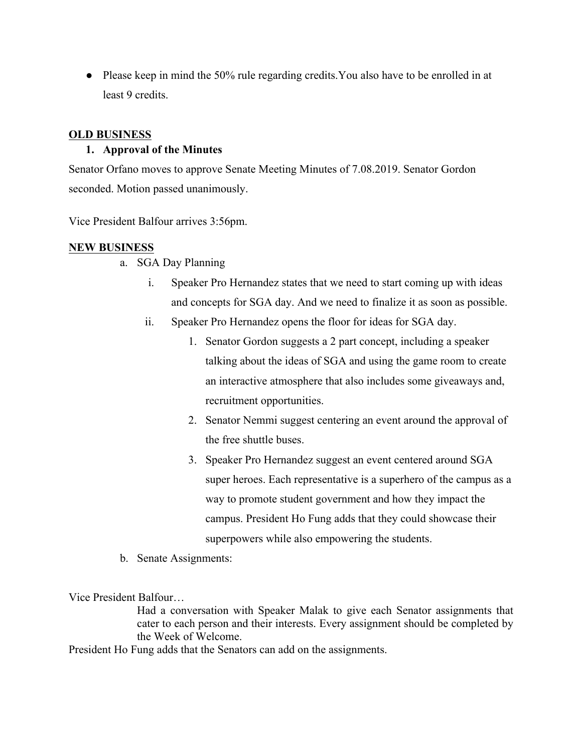- Please keep in mind the 50% rule regarding credits.You also have to be enrolled in at least 9 credits.

**OLD BUSINESS**

1. **Approval of the Minutes**

Senator Orfano moves to approve Senate Meeting Minutes of 7.08.2019. Senator Gordon seconded. Motion passed unanimously.

Vice President Balfour arrives 3:56pm.

**NEW BUSINESS**

a. SGA Day Planning
   i. Speaker Pro Hernandez states that we need to start coming up with ideas and concepts for SGA day. And we need to finalize it as soon as possible.
   ii. Speaker Pro Hernandez opens the floor for ideas for SGA day.
      1. Senator Gordon suggests a 2 part concept, including a speaker talking about the ideas of SGA and using the game room to create an interactive atmosphere that also includes some giveaways and, recruitment opportunities.
      2. Senator Nemmi suggest centering an event around the approval of the free shuttle buses.
      3. Speaker Pro Hernandez suggest an event centered around SGA super heroes. Each representative is a superhero of the campus as a way to promote student government and how they impact the campus. President Ho Fung adds that they could showcase their superpowers while also empowering the students.

b. Senate Assignments:

Vice President Balfour…

Had a conversation with Speaker Malak to give each Senator assignments that cater to each person and their interests. Every assignment should be completed by the Week of Welcome.

President Ho Fung adds that the Senators can add on the assignments.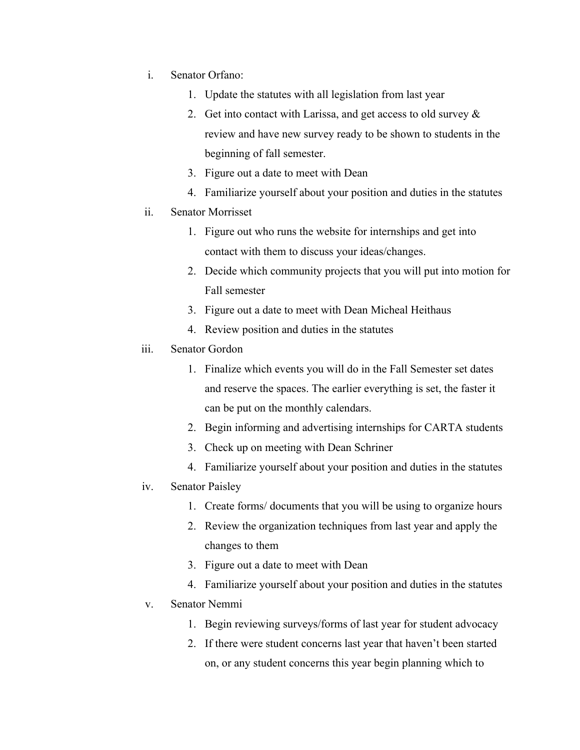i. Senator Orfano:
    1. Update the statutes with all legislation from last year
    2. Get into contact with Larissa, and get access to old survey & review and have new survey ready to be shown to students in the beginning of fall semester.
    3. Figure out a date to meet with Dean
    4. Familiarize yourself about your position and duties in the statutes

ii. Senator Morrisset
    1. Figure out who runs the website for internships and get into contact with them to discuss your ideas/changes.
    2. Decide which community projects that you will put into motion for Fall semester
    3. Figure out a date to meet with Dean Micheal Heithaus
    4. Review position and duties in the statutes

iii. Senator Gordon
    1. Finalize which events you will do in the Fall Semester set dates and reserve the spaces. The earlier everything is set, the faster it can be put on the monthly calendars.
    2. Begin informing and advertising internships for CARTA students
    3. Check up on meeting with Dean Schriner
    4. Familiarize yourself about your position and duties in the statutes

iv. Senator Paisley
    1. Create forms/ documents that you will be using to organize hours
    2. Review the organization techniques from last year and apply the changes to them
    3. Figure out a date to meet with Dean
    4. Familiarize yourself about your position and duties in the statutes

v. Senator Nemmi
    1. Begin reviewing surveys/forms of last year for student advocacy
    2. If there were student concerns last year that haven't been started on, or any student concerns this year begin planning which to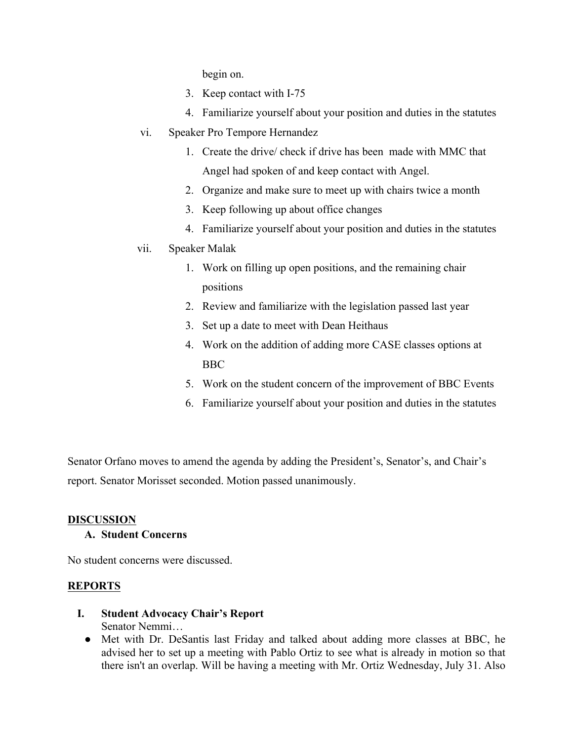begin on.

3. Keep contact with I-75
4. Familiarize yourself about your position and duties in the statutes

vi. Speaker Pro Tempore Hernandez

1. Create the drive/ check if drive has been made with MMC that Angel had spoken of and keep contact with Angel.
2. Organize and make sure to meet up with chairs twice a month
3. Keep following up about office changes
4. Familiarize yourself about your position and duties in the statutes

vii. Speaker Malak

1. Work on filling up open positions, and the remaining chair positions
2. Review and familiarize with the legislation passed last year
3. Set up a date to meet with Dean Heithaus
4. Work on the addition of adding more CASE classes options at BBC
5. Work on the student concern of the improvement of BBC Events
6. Familiarize yourself about your position and duties in the statutes

Senator Orfano moves to amend the agenda by adding the President's, Senator's, and Chair's report. Senator Morisset seconded. Motion passed unanimously.

**DISCUSSION**

**A. Student Concerns**

No student concerns were discussed.

**REPORTS**

**I. Student Advocacy Chair's Report**

Senator Nemmi…

- Met with Dr. DeSantis last Friday and talked about adding more classes at BBC, he advised her to set up a meeting with Pablo Ortiz to see what is already in motion so that there isn't an overlap. Will be having a meeting with Mr. Ortiz Wednesday, July 31. Also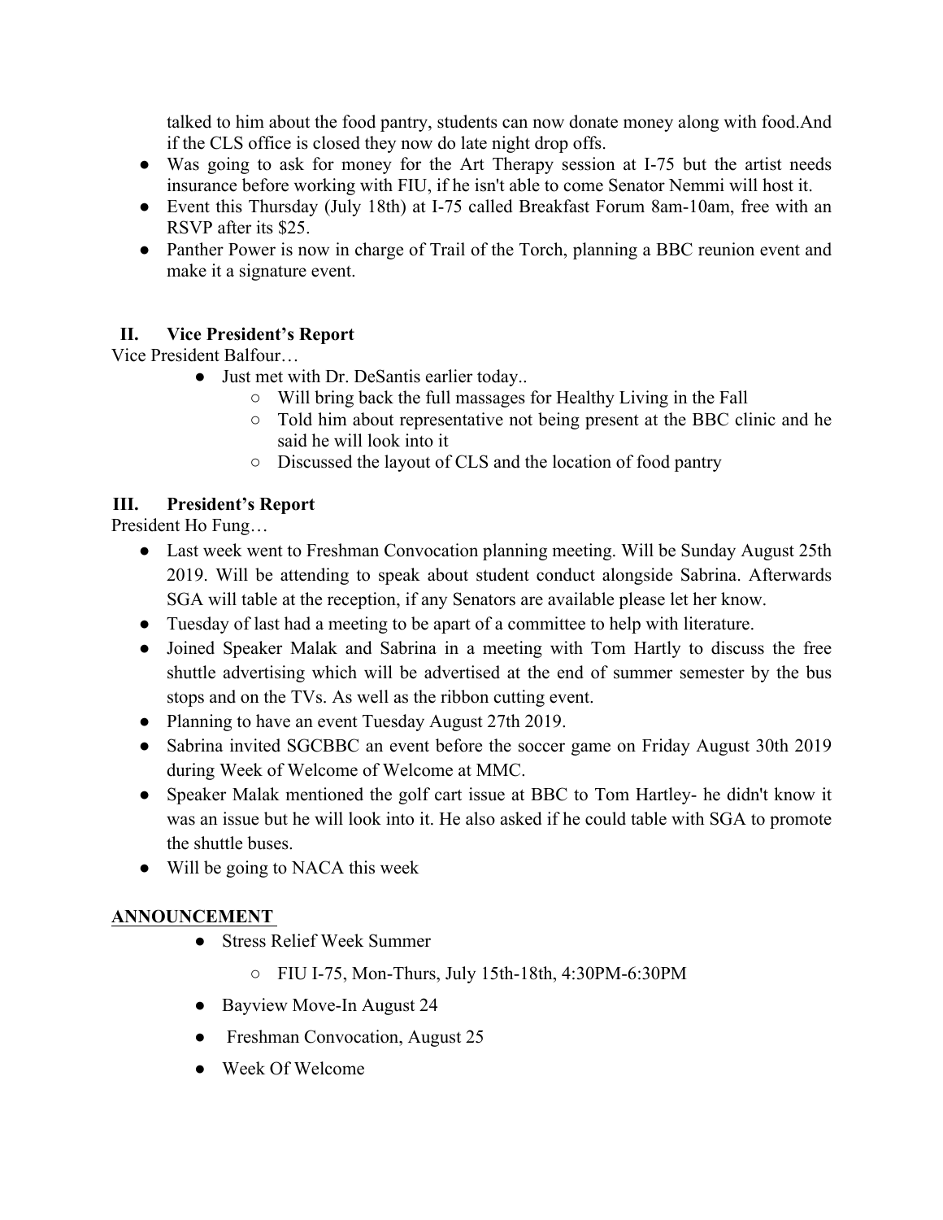talked to him about the food pantry, students can now donate money along with food.And if the CLS office is closed they now do late night drop offs.

- Was going to ask for money for the Art Therapy session at I-75 but the artist needs insurance before working with FIU, if he isn't able to come Senator Nemmi will host it.
- Event this Thursday (July 18th) at I-75 called Breakfast Forum 8am-10am, free with an RSVP after its $25.
- Panther Power is now in charge of Trail of the Torch, planning a BBC reunion event and make it a signature event.

## II. Vice President's Report

Vice President Balfour…

- Just met with Dr. DeSantis earlier today..
  - Will bring back the full massages for Healthy Living in the Fall
  - Told him about representative not being present at the BBC clinic and he said he will look into it
  - Discussed the layout of CLS and the location of food pantry

## III. President's Report

President Ho Fung…

- Last week went to Freshman Convocation planning meeting. Will be Sunday August 25th 2019. Will be attending to speak about student conduct alongside Sabrina. Afterwards SGA will table at the reception, if any Senators are available please let her know.
- Tuesday of last had a meeting to be apart of a committee to help with literature.
- Joined Speaker Malak and Sabrina in a meeting with Tom Hartly to discuss the free shuttle advertising which will be advertised at the end of summer semester by the bus stops and on the TVs. As well as the ribbon cutting event.
- Planning to have an event Tuesday August 27th 2019.
- Sabrina invited SGCBBC an event before the soccer game on Friday August 30th 2019 during Week of Welcome of Welcome at MMC.
- Speaker Malak mentioned the golf cart issue at BBC to Tom Hartley- he didn't know it was an issue but he will look into it. He also asked if he could table with SGA to promote the shuttle buses.
- Will be going to NACA this week

## ANNOUNCEMENT

- Stress Relief Week Summer
  - FIU I-75, Mon-Thurs, July 15th-18th, 4:30PM-6:30PM
- Bayview Move-In August 24
- Freshman Convocation, August 25
- Week Of Welcome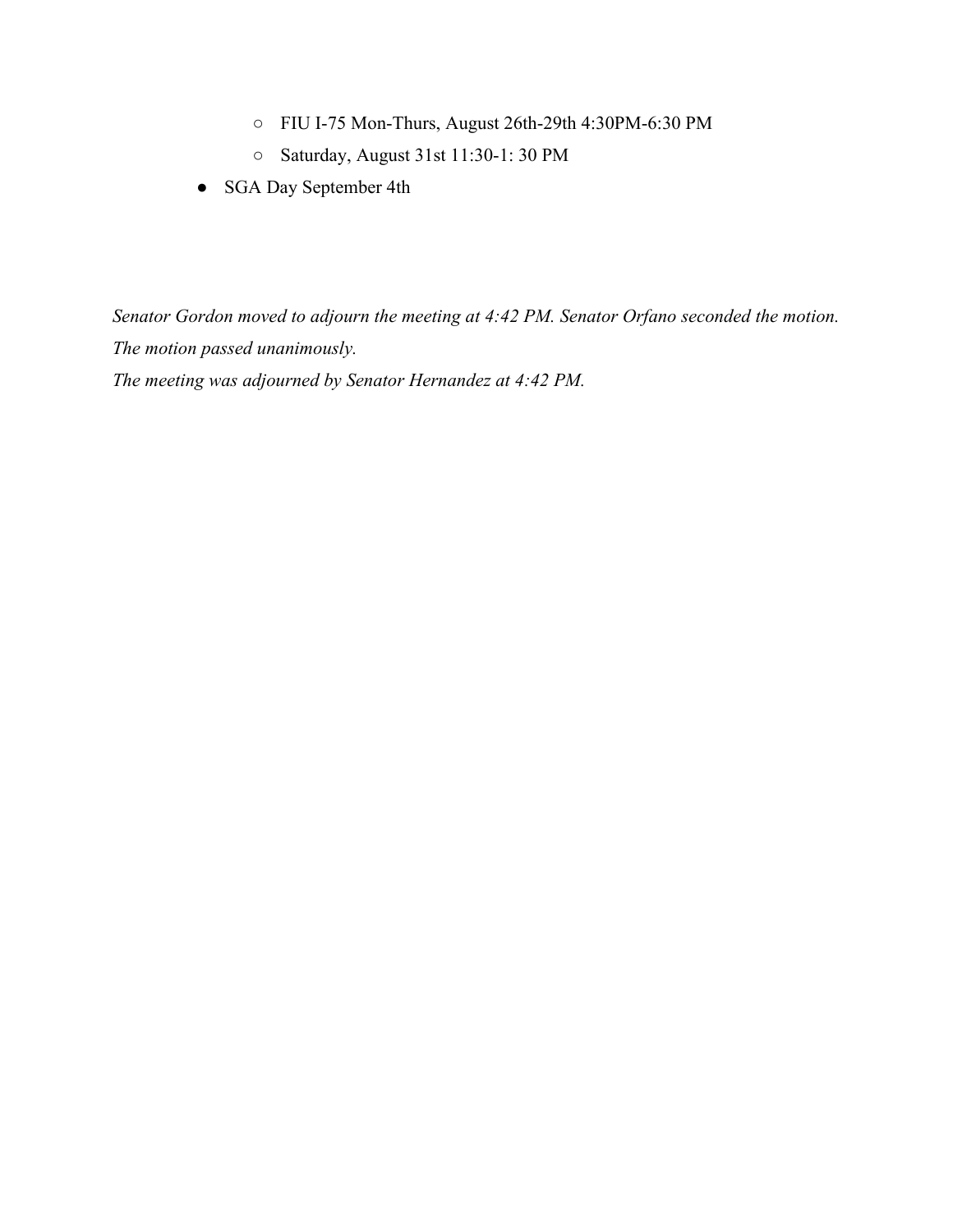- FIU I-75 Mon-Thurs, August 26th-29th 4:30PM-6:30 PM
    - Saturday, August 31st 11:30-1: 30 PM
- SGA Day September 4th

*Senator Gordon moved to adjourn the meeting at 4:42 PM. Senator Orfano seconded the motion. The motion passed unanimously.*

*The meeting was adjourned by Senator Hernandez at 4:42 PM.*